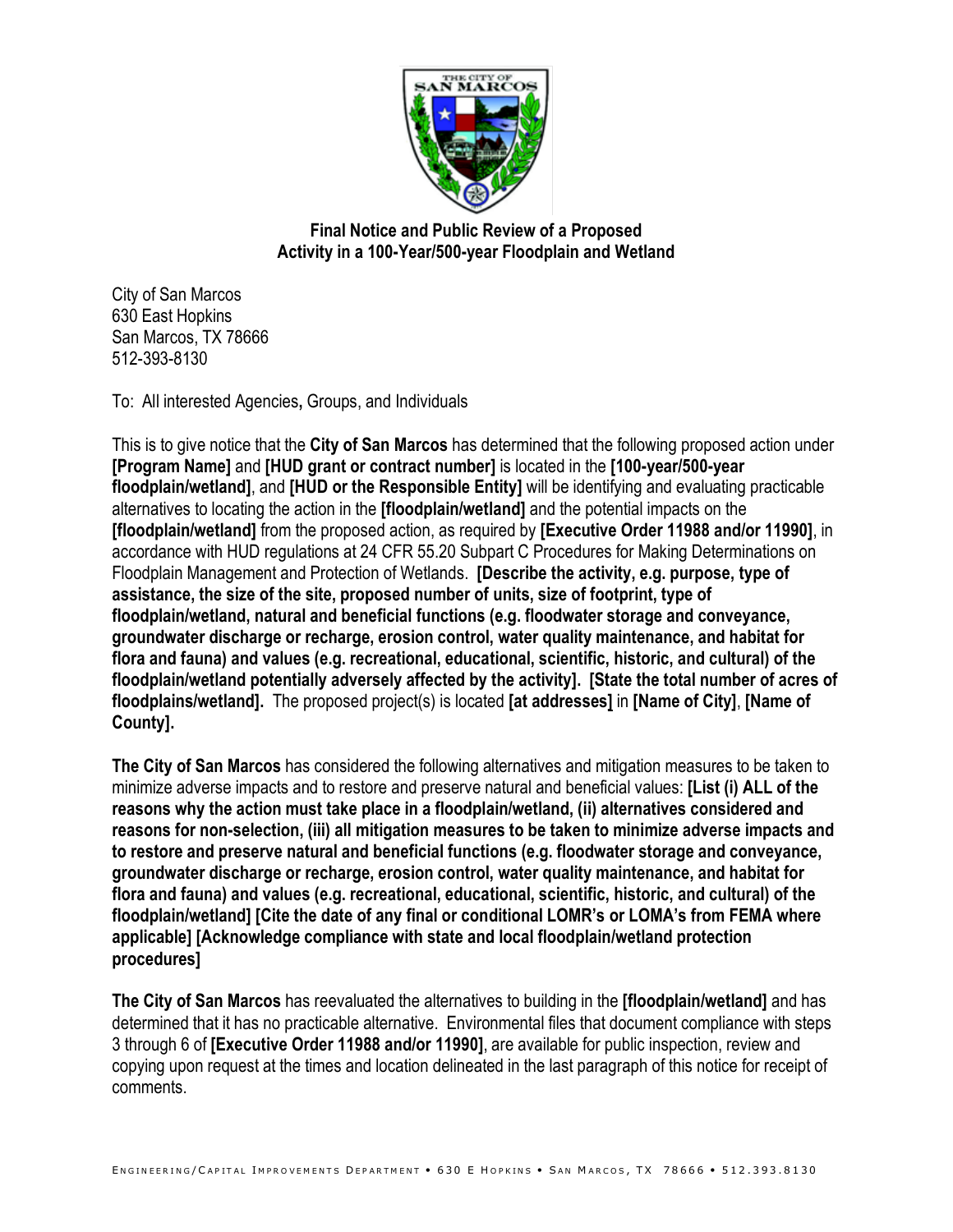**Final Notice and Public Review of a Proposed Activity in a 100-Year/500-year Floodplain and Wetland**

City of San Marcos
630 East Hopkins
San Marcos, TX 78666
512-393-8130

To: All interested Agencies**,** Groups, and Individuals

This is to give notice that the **City of San Marcos** has determined that the following proposed action under **[Program Name]** and **[HUD grant or contract number]** is located in the **[100-year/500-year floodplain/wetland]**, and **[HUD or the Responsible Entity]** will be identifying and evaluating practicable alternatives to locating the action in the **[floodplain/wetland]** and the potential impacts on the **[floodplain/wetland]** from the proposed action, as required by **[Executive Order 11988 and/or 11990]**, in accordance with HUD regulations at 24 CFR 55.20 Subpart C Procedures for Making Determinations on Floodplain Management and Protection of Wetlands. **[Describe the activity, e.g. purpose, type of assistance, the size of the site, proposed number of units, size of footprint, type of floodplain/wetland, natural and beneficial functions (e.g. floodwater storage and conveyance, groundwater discharge or recharge, erosion control, water quality maintenance, and habitat for flora and fauna) and values (e.g. recreational, educational, scientific, historic, and cultural) of the floodplain/wetland potentially adversely affected by the activity]. [State the total number of acres of floodplains/wetland].** The proposed project(s) is located **[at addresses]** in **[Name of City]**, **[Name of County].**

**The City of San Marcos** has considered the following alternatives and mitigation measures to be taken to minimize adverse impacts and to restore and preserve natural and beneficial values: **[List (i) ALL of the reasons why the action must take place in a floodplain/wetland, (ii) alternatives considered and reasons for non-selection, (iii) all mitigation measures to be taken to minimize adverse impacts and to restore and preserve natural and beneficial functions (e.g. floodwater storage and conveyance, groundwater discharge or recharge, erosion control, water quality maintenance, and habitat for flora and fauna) and values (e.g. recreational, educational, scientific, historic, and cultural) of the floodplain/wetland] [Cite the date of any final or conditional LOMR's or LOMA's from FEMA where applicable] [Acknowledge compliance with state and local floodplain/wetland protection procedures]**

**The City of San Marcos** has reevaluated the alternatives to building in the **[floodplain/wetland]** and has determined that it has no practicable alternative. Environmental files that document compliance with steps 3 through 6 of **[Executive Order 11988 and/or 11990]**, are available for public inspection, review and copying upon request at the times and location delineated in the last paragraph of this notice for receipt of comments.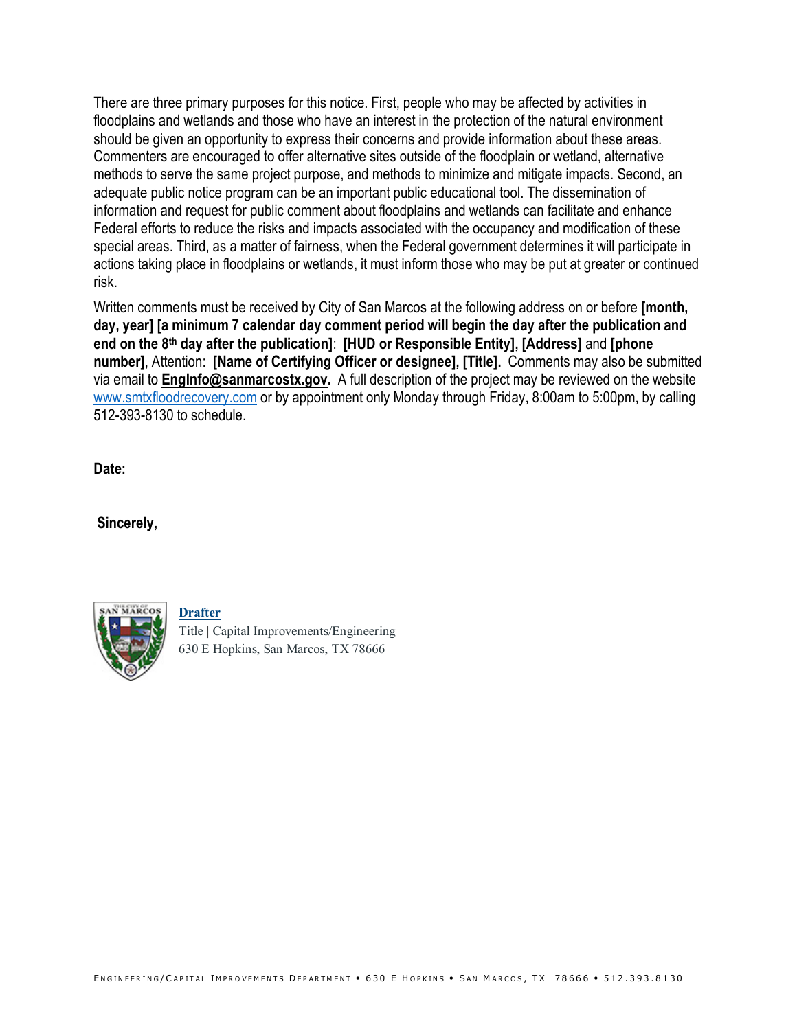There are three primary purposes for this notice. First, people who may be affected by activities in floodplains and wetlands and those who have an interest in the protection of the natural environment should be given an opportunity to express their concerns and provide information about these areas. Commenters are encouraged to offer alternative sites outside of the floodplain or wetland, alternative methods to serve the same project purpose, and methods to minimize and mitigate impacts. Second, an adequate public notice program can be an important public educational tool. The dissemination of information and request for public comment about floodplains and wetlands can facilitate and enhance Federal efforts to reduce the risks and impacts associated with the occupancy and modification of these special areas. Third, as a matter of fairness, when the Federal government determines it will participate in actions taking place in floodplains or wetlands, it must inform those who may be put at greater or continued risk.

Written comments must be received by City of San Marcos at the following address on or before **[month, day, year] [a minimum 7 calendar day comment period will begin the day after the publication and end on the 8th day after the publication]**: **[HUD or Responsible Entity], [Address]** and **[phone number]**, Attention: **[Name of Certifying Officer or designee], [Title].** Comments may also be submitted via email to **EngInfo@sanmarcostx.gov.** A full description of the project may be reviewed on the website www.smtxfloodrecovery.com or by appointment only Monday through Friday, 8:00am to 5:00pm, by calling 512-393-8130 to schedule.

**Date:**

**Sincerely,**

**Drafter**
Title | Capital Improvements/Engineering
630 E Hopkins, San Marcos, TX 78666

ENGINEERING/CAPITAL IMPROVEMENTS DEPARTMENT • 630 E HOPKINS • SAN MARCOS, TX 78666 • 512.393.8130